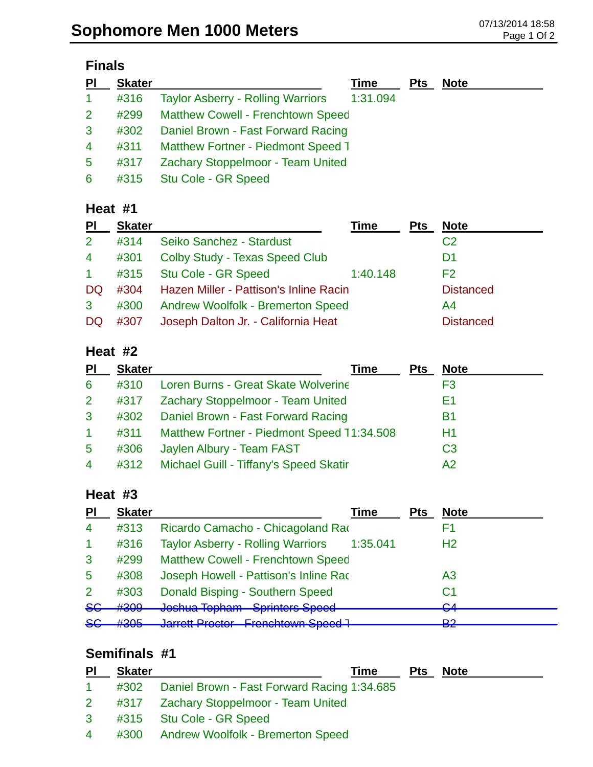# Sophomore Men 1000 Meters

07/13/2014 18:58

## Finals

| Pl | Skater | | Time | Pts | Note |
|---|---|---|---|---|---|
| 1 | #316 | Taylor Asberry - Rolling Warriors | 1:31.094 | | |
| 2 | #299 | Matthew Cowell - Frenchtown Speed | | | |
| 3 | #302 | Daniel Brown - Fast Forward Racing | | | |
| 4 | #311 | Matthew Fortner - Piedmont Speed T | | | |
| 5 | #317 | Zachary Stoppelmoor - Team United | | | |
| 6 | #315 | Stu Cole - GR Speed | | | |

## Heat #1

| Pl | Skater | | Time | Pts | Note |
|---|---|---|---|---|---|
| 2 | #314 | Seiko Sanchez - Stardust | | | C2 |
| 4 | #301 | Colby Study - Texas Speed Club | | | D1 |
| 1 | #315 | Stu Cole - GR Speed | 1:40.148 | | F2 |
| DQ | #304 | Hazen Miller - Pattison's Inline Racin | | | Distanced |
| 3 | #300 | Andrew Woolfolk - Bremerton Speed | | | A4 |
| DQ | #307 | Joseph Dalton Jr. - California Heat | | | Distanced |

## Heat #2

| Pl | Skater | | Time | Pts | Note |
|---|---|---|---|---|---|
| 6 | #310 | Loren Burns - Great Skate Wolverine | | | F3 |
| 2 | #317 | Zachary Stoppelmoor - Team United | | | E1 |
| 3 | #302 | Daniel Brown - Fast Forward Racing | | | B1 |
| 1 | #311 | Matthew Fortner - Piedmont Speed T | 1:34.508 | | H1 |
| 5 | #306 | Jaylen Albury - Team FAST | | | C3 |
| 4 | #312 | Michael Guill - Tiffany's Speed Skatir | | | A2 |

## Heat #3

| Pl | Skater | | Time | Pts | Note |
|---|---|---|---|---|---|
| 4 | #313 | Ricardo Camacho - Chicagoland Rac | | | F1 |
| 1 | #316 | Taylor Asberry - Rolling Warriors | 1:35.041 | | H2 |
| 3 | #299 | Matthew Cowell - Frenchtown Speed | | | |
| 5 | #308 | Joseph Howell - Pattison's Inline Rac | | | A3 |
| 2 | #303 | Donald Bisping - Southern Speed | | | C1 |
| ~~SC~~ | ~~#309~~ | ~~Joshua Topham - Sprinters Speed~~ | | | ~~C4~~ |
| ~~SC~~ | ~~#305~~ | ~~Jarrett Proctor - Frenchtown Speed T~~ | | | ~~B2~~ |

## Semifinals #1

| Pl | Skater | | Time | Pts | Note |
|---|---|---|---|---|---|
| 1 | #302 | Daniel Brown - Fast Forward Racing | 1:34.685 | | |
| 2 | #317 | Zachary Stoppelmoor - Team United | | | |
| 3 | #315 | Stu Cole - GR Speed | | | |
| 4 | #300 | Andrew Woolfolk - Bremerton Speed | | | |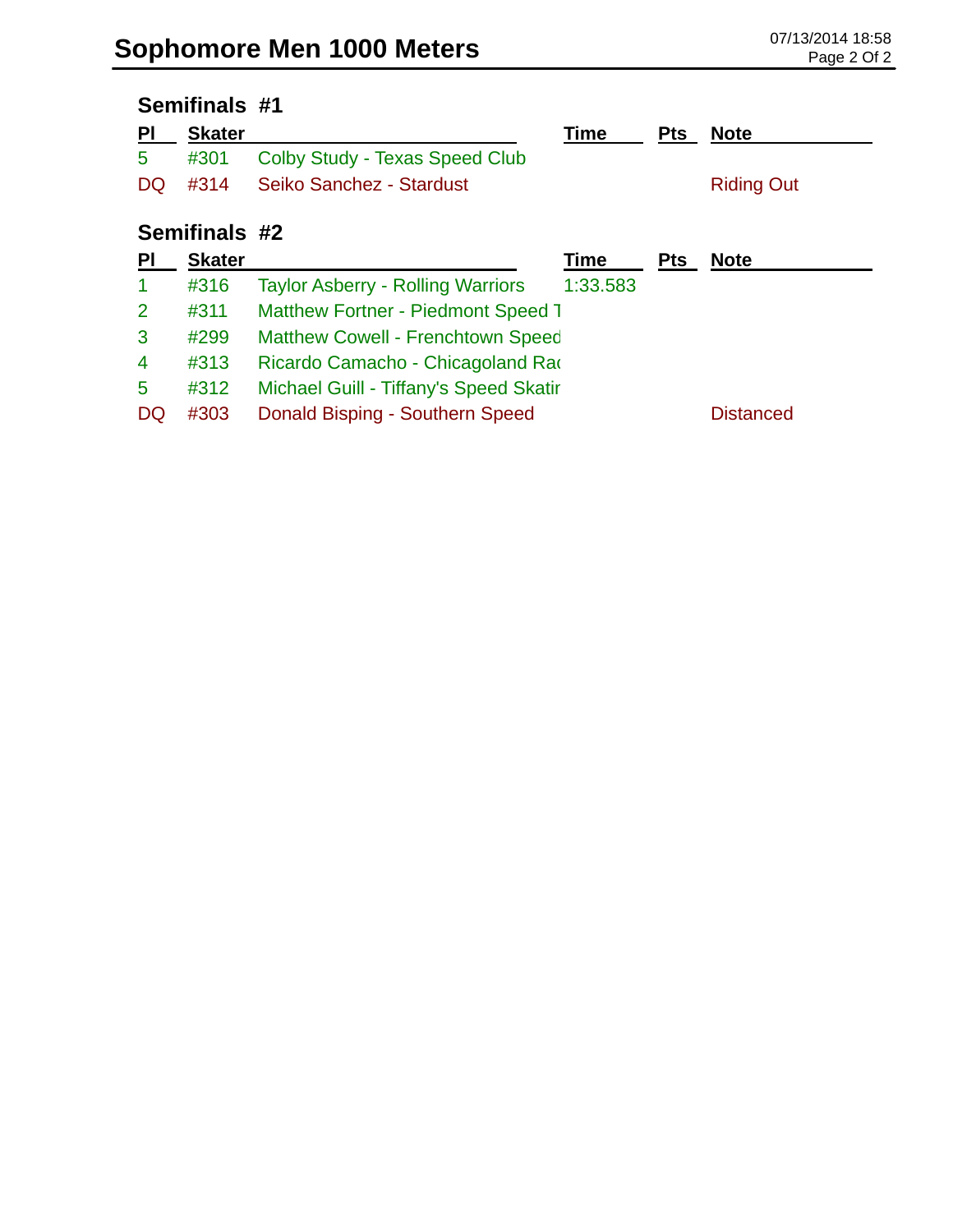# Sophomore Men 1000 Meters

07/13/2014 18:58

## Semifinals #1

| Pl | Skater | | Time | Pts | Note |
|---|---|---|---|---|---|
| 5 | #301 | Colby Study - Texas Speed Club | | | |
| DQ | #314 | Seiko Sanchez - Stardust | | | Riding Out |

## Semifinals #2

| Pl | Skater | | Time | Pts | Note |
|---|---|---|---|---|---|
| 1 | #316 | Taylor Asberry - Rolling Warriors | 1:33.583 | | |
| 2 | #311 | Matthew Fortner - Piedmont Speed T | | | |
| 3 | #299 | Matthew Cowell - Frenchtown Speed | | | |
| 4 | #313 | Ricardo Camacho - Chicagoland Rac | | | |
| 5 | #312 | Michael Guill - Tiffany's Speed Skatir | | | |
| DQ | #303 | Donald Bisping - Southern Speed | | | Distanced |